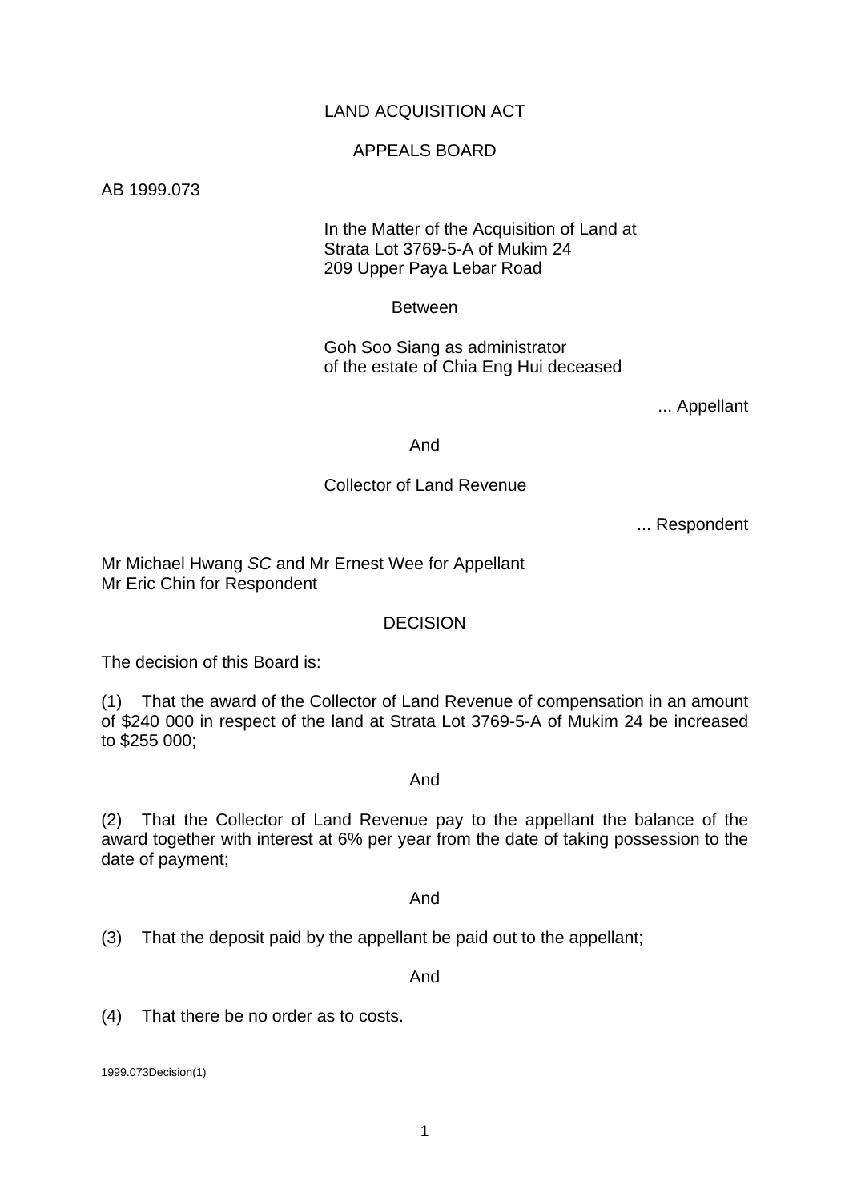LAND ACQUISITION ACT

APPEALS BOARD

AB 1999.073

In the Matter of the Acquisition of Land at
Strata Lot 3769-5-A of Mukim 24
209 Upper Paya Lebar Road

Between

Goh Soo Siang as administrator
of the estate of Chia Eng Hui deceased

... Appellant

And

Collector of Land Revenue

... Respondent

Mr Michael Hwang *SC* and Mr Ernest Wee for Appellant
Mr Eric Chin for Respondent

DECISION

The decision of this Board is:

(1) That the award of the Collector of Land Revenue of compensation in an amount of $240 000 in respect of the land at Strata Lot 3769-5-A of Mukim 24 be increased to $255 000;

And

(2) That the Collector of Land Revenue pay to the appellant the balance of the award together with interest at 6% per year from the date of taking possession to the date of payment;

And

(3) That the deposit paid by the appellant be paid out to the appellant;

And

(4) That there be no order as to costs.

1999.073Decision(1)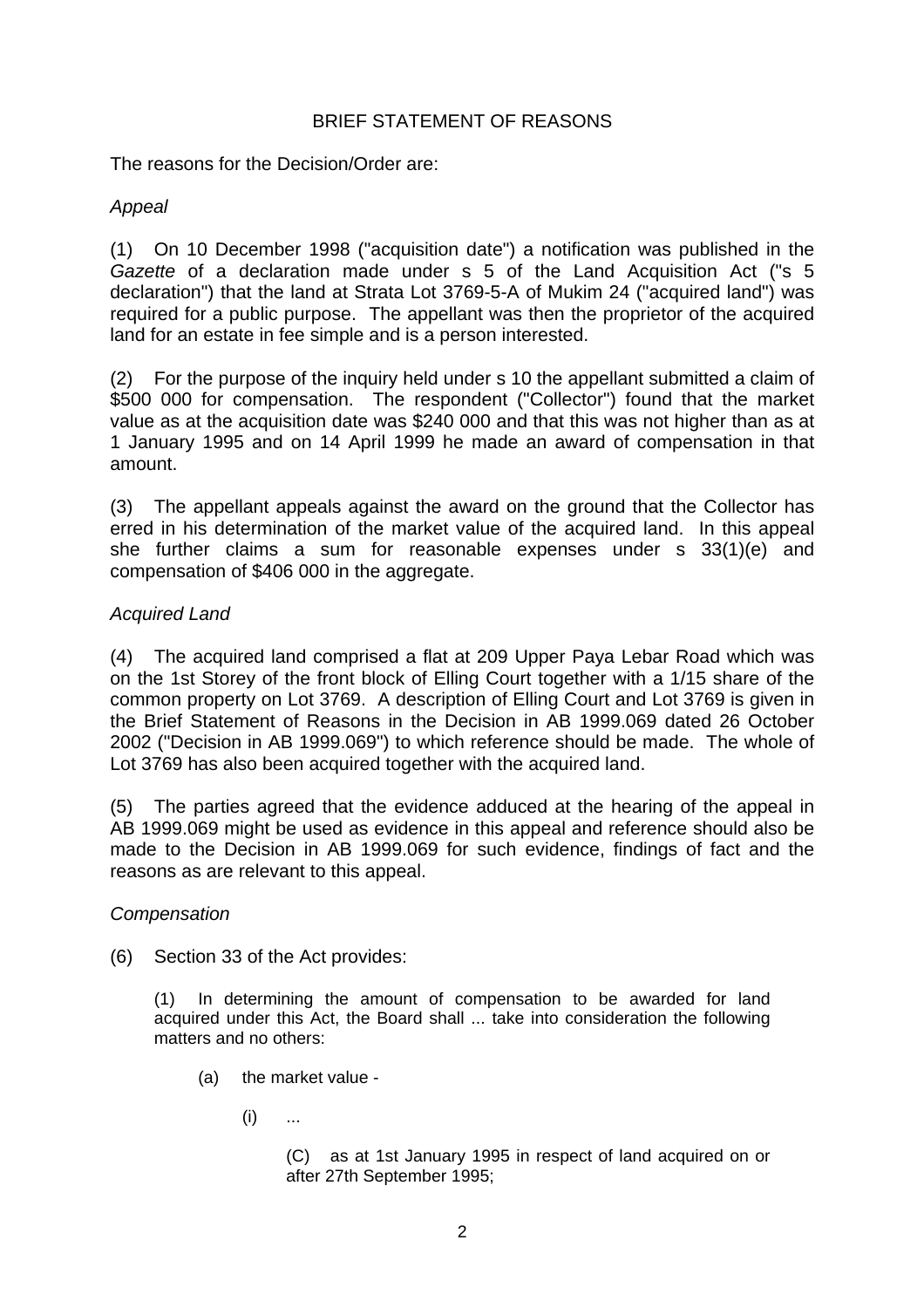BRIEF STATEMENT OF REASONS

The reasons for the Decision/Order are:

*Appeal*

(1) On 10 December 1998 ("acquisition date") a notification was published in the *Gazette* of a declaration made under s 5 of the Land Acquisition Act ("s 5 declaration") that the land at Strata Lot 3769-5-A of Mukim 24 ("acquired land") was required for a public purpose. The appellant was then the proprietor of the acquired land for an estate in fee simple and is a person interested.

(2) For the purpose of the inquiry held under s 10 the appellant submitted a claim of $500 000 for compensation. The respondent ("Collector") found that the market value as at the acquisition date was $240 000 and that this was not higher than as at 1 January 1995 and on 14 April 1999 he made an award of compensation in that amount.

(3) The appellant appeals against the award on the ground that the Collector has erred in his determination of the market value of the acquired land. In this appeal she further claims a sum for reasonable expenses under s 33(1)(e) and compensation of $406 000 in the aggregate.

*Acquired Land*

(4) The acquired land comprised a flat at 209 Upper Paya Lebar Road which was on the 1st Storey of the front block of Elling Court together with a 1/15 share of the common property on Lot 3769. A description of Elling Court and Lot 3769 is given in the Brief Statement of Reasons in the Decision in AB 1999.069 dated 26 October 2002 ("Decision in AB 1999.069") to which reference should be made. The whole of Lot 3769 has also been acquired together with the acquired land.

(5) The parties agreed that the evidence adduced at the hearing of the appeal in AB 1999.069 might be used as evidence in this appeal and reference should also be made to the Decision in AB 1999.069 for such evidence, findings of fact and the reasons as are relevant to this appeal.

*Compensation*

(6) Section 33 of the Act provides:

> (1) In determining the amount of compensation to be awarded for land acquired under this Act, the Board shall ... take into consideration the following matters and no others:
>
> (a) the market value -
>
> (i) ...
>
> (C) as at 1st January 1995 in respect of land acquired on or after 27th September 1995;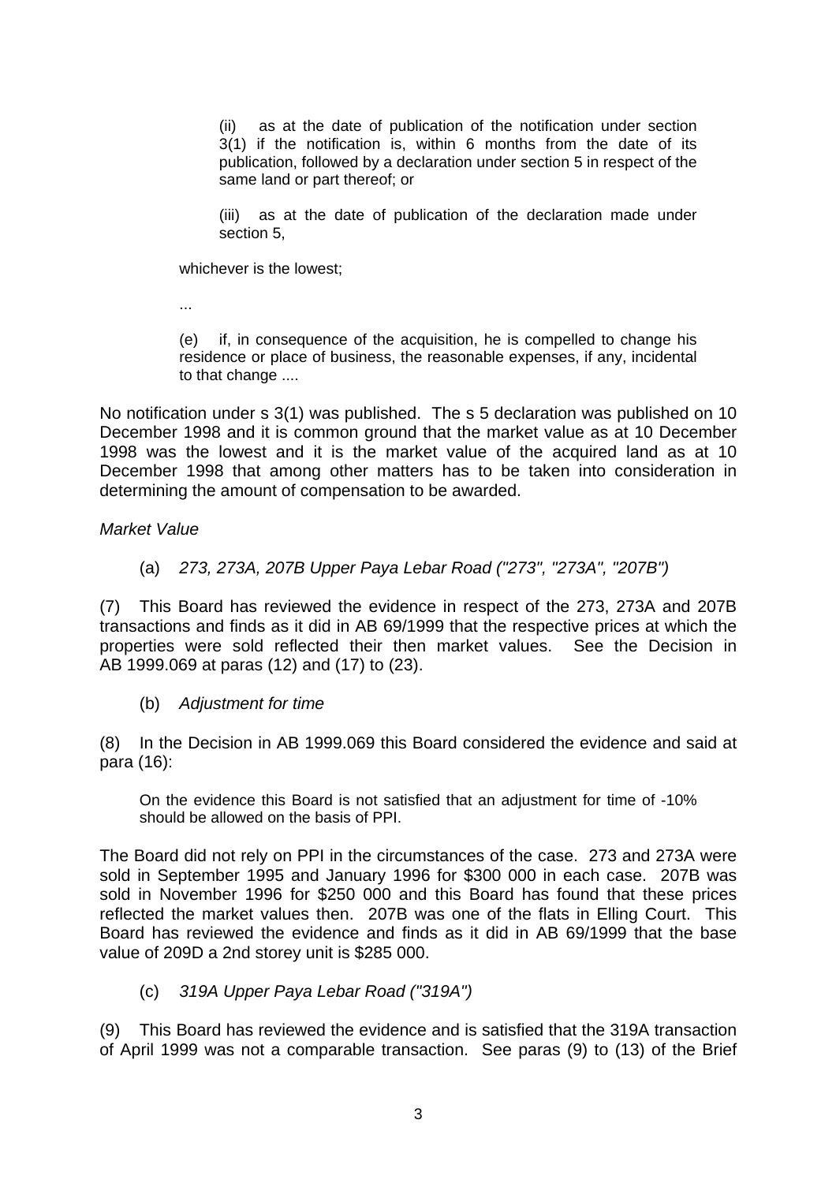(ii) as at the date of publication of the notification under section 3(1) if the notification is, within 6 months from the date of its publication, followed by a declaration under section 5 in respect of the same land or part thereof; or

(iii) as at the date of publication of the declaration made under section 5,

whichever is the lowest;

...

(e) if, in consequence of the acquisition, he is compelled to change his residence or place of business, the reasonable expenses, if any, incidental to that change ....

No notification under s 3(1) was published. The s 5 declaration was published on 10 December 1998 and it is common ground that the market value as at 10 December 1998 was the lowest and it is the market value of the acquired land as at 10 December 1998 that among other matters has to be taken into consideration in determining the amount of compensation to be awarded.

*Market Value*

(a) *273, 273A, 207B Upper Paya Lebar Road ("273", "273A", "207B")*

(7) This Board has reviewed the evidence in respect of the 273, 273A and 207B transactions and finds as it did in AB 69/1999 that the respective prices at which the properties were sold reflected their then market values. See the Decision in AB 1999.069 at paras (12) and (17) to (23).

(b) *Adjustment for time*

(8) In the Decision in AB 1999.069 this Board considered the evidence and said at para (16):

> On the evidence this Board is not satisfied that an adjustment for time of -10% should be allowed on the basis of PPI.

The Board did not rely on PPI in the circumstances of the case. 273 and 273A were sold in September 1995 and January 1996 for $300 000 in each case. 207B was sold in November 1996 for $250 000 and this Board has found that these prices reflected the market values then. 207B was one of the flats in Elling Court. This Board has reviewed the evidence and finds as it did in AB 69/1999 that the base value of 209D a 2nd storey unit is $285 000.

(c) *319A Upper Paya Lebar Road ("319A")*

(9) This Board has reviewed the evidence and is satisfied that the 319A transaction of April 1999 was not a comparable transaction. See paras (9) to (13) of the Brief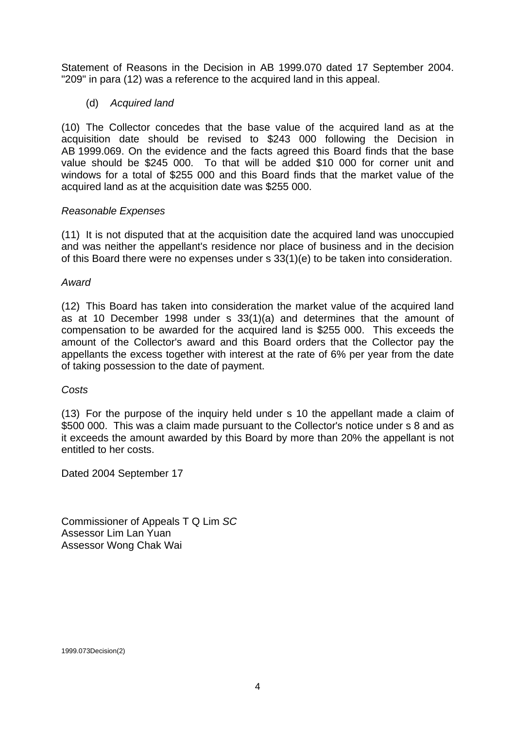Statement of Reasons in the Decision in AB 1999.070 dated 17 September 2004. "209" in para (12) was a reference to the acquired land in this appeal.

(d) *Acquired land*

(10) The Collector concedes that the base value of the acquired land as at the acquisition date should be revised to $243 000 following the Decision in AB 1999.069. On the evidence and the facts agreed this Board finds that the base value should be $245 000. To that will be added $10 000 for corner unit and windows for a total of $255 000 and this Board finds that the market value of the acquired land as at the acquisition date was $255 000.

*Reasonable Expenses*

(11) It is not disputed that at the acquisition date the acquired land was unoccupied and was neither the appellant's residence nor place of business and in the decision of this Board there were no expenses under s 33(1)(e) to be taken into consideration.

*Award*

(12) This Board has taken into consideration the market value of the acquired land as at 10 December 1998 under s 33(1)(a) and determines that the amount of compensation to be awarded for the acquired land is $255 000. This exceeds the amount of the Collector's award and this Board orders that the Collector pay the appellants the excess together with interest at the rate of 6% per year from the date of taking possession to the date of payment.

*Costs*

(13) For the purpose of the inquiry held under s 10 the appellant made a claim of $500 000. This was a claim made pursuant to the Collector's notice under s 8 and as it exceeds the amount awarded by this Board by more than 20% the appellant is not entitled to her costs.

Dated 2004 September 17

Commissioner of Appeals T Q Lim *SC*
Assessor Lim Lan Yuan
Assessor Wong Chak Wai

1999.073Decision(2)